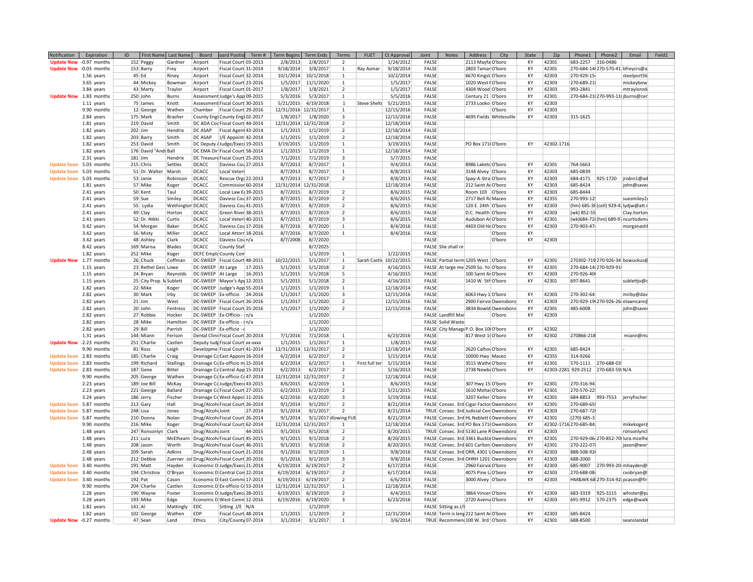| Notification | Expiration | ID | First Name | Last Name | Board | oard Positio | Term # | Term Begins | Term Ends | Terms | FUET | Ct Approval | Joint | Notes | Address | City | State | Zip | Phone1 | Phone2 | Email | Field1 |
|---|---|---|---|---|---|---|---|---|---|---|---|---|---|---|---|---|---|---|---|---|---|---|
| Update Now | -0.97 months | 152 | Peggy | Gardner | Airport | Fiscal Court | 03-2013 | 2/8/2013 | 2/8/2017 | 2 | | 1/24/2012 | FALSE | | 2113 Mayfa | O'boro | KY | 42301 | 683-2257 | 316-0486 | | |
| Update Now | -0.03 months | 153 | Barry | Frey | Airport | Fiscal Court | 31-2014 | 9/18/2014 | 3/8/2017 | 1 | Ray Asmar | 9/18/2014 | FALSE | | 2803 Tamar | O'boro | KY | 42301 | 270-684-14 | 270-570-41 | bfreycrs@a | |
| | 1.56 years | 45 | Ed | Riney | Airport | Fiscal Court | 32-2014 | 10/1/2014 | 10/1/2018 | 1 | | 10/2/2014 | FALSE | | 6670 Kingst | O'boro | KY | 42303 | 270-929-15 | | steelport56 | |
| | 3.65 years | 44 | Mickey | Bowman | Airport | Fiscal Court | 23-2016 | 1/5/2017 | 11/1/2020 | 1 | | 1/5/2017 | FALSE | | 1020 West | O'boro | KY | 42303 | 270-689-21 | | mickeybow | |
| | 3.84 years | 43 | Marty | Traylor | Airport | Fiscal Court | 01-2017 | 1/8/2017 | 1/8/2021 | 2 | | 1/5/2017 | FALSE | | 4304 Wood | O'boro | KY | 42303 | 993-2841 | | mtraylorod | |
| Update Now | 1.83 months | 250 | John | Burns | Assessment | Judge's App | 09-2015 | 5/3/2016 | 5/3/2017 | 1 | | 5/5/2016 | FALSE | | Century 21 | O'boro | KY | 42301 | 270-684-21 | 270-993-11 | jburns@cer | |
| | 1.11 years | 75 | James | Knott | Assessment | Fiscal Court | 30-2015 | 5/21/2015 | 4/19/2018 | 1 | Steve Shelt | 5/21/2015 | FALSE | | 2733 Looko | O'boro | KY | 42303 | | | | |
| | 9.90 months | 12 | George | Wathen | Chamber | Fiscal Court | 29-2016 | 12/31/2016 | 12/31/2017 | 1 | | 12/15/2016 | FALSE | | | O'boro | KY | 42303 | | | | |
| | 2.84 years | 175 | Mark | Brasher | County Engi | County Engi | 02-2017 | 1/8/2017 | 1/8/2020 | 3 | | 12/15/2016 | FALSE | | 4695 Fields | Whitesville | KY | 42303 | 315-1625 | | | |
| | 1.81 years | 219 | David | Smith | DC ADA Coo | Fiscal Court | 44-2014 | 12/31/2014 | 12/31/2018 | 2 | | 12/18/2014 | FALSE | | | | | | | | | |
| | 1.82 years | 202 | Jim | Hendrix | DC ASAP | Fiscal Agent | 43-2014 | 1/1/2015 | 1/1/2019 | 2 | | 12/18/2014 | FALSE | | | | | | | | | |
| | 1.82 years | 203 | Barry | Smith | DC ASAP | J/E Appoint | 42-2014 | 1/1/2015 | 1/1/2019 | 2 | | 12/18/2014 | FALSE | | | | | | | | | |
| | 1.82 years | 253 | David | Smith | DC Deputy | Judge/Exec | 19-2015 | 3/19/2015 | 1/1/2019 | 1 | | 3/19/2015 | FALSE | | PO Box 171 | O'boro | KY | 42302-1716 | | | | |
| | 1.82 years | 176 | David "Andy | Ball | DC EMA Dir | Fiscal Court | 58-2014 | 1/1/2015 | 1/1/2019 | 1 | | 12/18/2014 | FALSE | | | | | | | | | |
| | 2.31 years | 181 | Jim | Hendrix | DC Treasure | Fiscal Court | 25-2015 | 7/1/2015 | 7/1/2019 | 3 | | 5/7/2015 | FALSE | | | | | | | | | |
| Update Soon | 5.03 months | 215 | Chris | Settles | DCACC | Daviess Cou | 27-2013 | 8/7/2013 | 8/7/2017 | 1 | | 9/4/2013 | FALSE | | 8986 Laketc | O'boro | KY | 42301 | 764-5663 | | | |
| Update Soon | 5.03 months | 51 | Dr. Walter | Marsh | DCACC | Local Veteri | | 8/7/2013 | 8/7/2017 | 1 | | 8/8/2013 | FALSE | | 3148 Alvey | O'boro | KY | 42303 | 685-0839 | | | |
| Update Soon | 5.03 months | 53 | Janie | Robinson | DCACC | Rescue Org | 22-2013 | 8/7/2013 | 8/7/2017 | 2 | | 8/8/2013 | FALSE | | Spay-A-Stra | O'boro | KY | 42303 | 684-4171 | 925-1720 | jrobin1@ad | |
| | 1.81 years | 57 | Mike | Koger | DCACC | Commission | 60-2014 | 12/31/2014 | 12/31/2018 | | | 12/18/2014 | FALSE | | 212 Saint A | O'boro | KY | 42303 | 685-8424 | | john@save | |
| | 2.41 years | 50 | Kent | Taul | DCACC | Local Law E | 39-2015 | 8/7/2015 | 8/7/2019 | 2 | | 8/6/2015 | FALSE | | Room 103 | O'boro | KY | 42303 | 685-8444 | | | |
| | 2.41 years | 59 | Sue | Smiley | DCACC | Daviess Cou | 37-2015 | 8/7/2015 | 8/7/2019 | 2 | | 8/6/2015 | FALSE | | 2717 Bell R | Maceo | KY | 42355 | 270-993-12 | | suesmiley2 | |
| | 2.41 years | 55 | Lydia | Wethington | DCACC | Daviess Cou | 41-2015 | 8/7/2015 | 8/7/2019 | 2 | | 8/6/2015 | FALSE | | 120 E. 24th | O'boro | KY | 42303 | (hm) 685-3 | (cell) 929-4 | lydjw@att.r | |
| | 2.41 years | 49 | Clay | Horton | DCACC | Green River | 38-2015 | 8/7/2015 | 8/7/2019 | 2 | | 8/6/2015 | FALSE | | D.C. Health | O'boro | KY | 42303 | (wk) 852-55 | | Clay.horton | |
| | 2.41 years | 52 | Dr. Nikki | Curtis | DCACC | Local Veteri | 40-2015 | 8/7/2015 | 8/7/2019 | 3 | | 8/6/2015 | FALSE | | Audubon A | O'boro | KY | 42301 | (wk)684-72 | (hm) 689-97 | ncurtisdvm | |
| | 3.42 years | 54 | Morgan | Baker | DCACC | Daviess Cou | 17-2016 | 8/7/2016 | 8/7/2020 | 1 | | 8/4/2016 | FALSE | | 4403 Old He | O'boro | KY | 42303 | 270-903-47 | | morganashl | |
| | 3.42 years | 56 | Misty | Miller | DCACC | Local Attorr | 18-2016 | 8/7/2016 | 8/7/2020 | 1 | | 8/4/2016 | FALSE | | | O'boro | KY | | | | | |
| | 3.42 years | 48 | Ashley | Clark | DCACC | Daviess Cou | n/a | 8/7/2008 | 8/7/2020 | | | | FALSE | | | O'boro | KY | 42303 | | | | |
| | 8.42 years | 169 | Marisa | Blades | DCACC | County Staf | | | 8/7/2025 | | | | FALSE | She shall re | | | | | | | | |
| | 1.82 years | 252 | Mike | Koger | DCFC Emplc | County Com | | | 1/1/2019 | 1 | | 1/22/2015 | FALSE | | | | | | | | | |
| Update Now | 1.77 months | 26 | Chuck | Coffman | DC-SWEEP | Fiscal Court | 48-2015 | 10/22/2015 | 5/1/2017 | 1 | Sarah Castle | 10/22/2015 | FALSE | Partial term | 1205 West | O'boro | KY | 42301 | 270302-719 | 270-926-34 | bowuckus@ | |
| | 1.15 years | 23 | Rethel Gesi | Lowe | DC-SWEEP | At Large | 17-2015 | 5/1/2015 | 5/1/2018 | 2 | | 4/16/2015 | FALSE | At large me | 2509 So. Yo | O'boro | KY | 42301 | 270-684-14 | 270-929-91 | | |
| | 1.15 years | 24 | Bryan | Reynolds | DC-SWEEP | At Large | 16-2015 | 5/1/2015 | 5/1/2018 | 5 | | 4/16/2015 | FALSE | | 100 Saint A | O'boro | KY | 42303 | 270-926-40 | | | |
| | 1.15 years | 25 | City Prop. M | Sublett | DC-SWEEP | Mayor's Ap | 12-2015 | 5/1/2015 | 5/1/2018 | 2 | | 4/16/2015 | FALSE | | 1410 W. 5th | O'boro | KY | 42301 | 697-8641 | | sublettjv@ | |
| | 1.82 years | 22 | Mike | Koger | DC-SWEEP | Judge's App | 55-2014 | 1/1/2015 | 1/1/2019 | 1 | | 12/18/2014 | FALSE | | | | | | | | | |
| | 2.82 years | 30 | Mark | Irby | DC-SWEEP | Ex-officio | 24-2016 | 1/1/2017 | 1/1/2020 | 3 | | 12/15/2016 | FALSE | | 6063 Hwy 1 | O'boro | KY | 42303 | 270-302-64 | | mirby@dav | |
| | 2.82 years | 21 | Jim | West | DC-SWEEP | Fiscal Court | 26-2016 | 1/1/2017 | 1/1/2020 | 2 | | 12/15/2016 | FALSE | | 2900 Fairvie | Owensboro | KY | 42303 | 270-929-19 | 270-926-26 | elawncare@ | |
| | 2.82 years | 20 | John | Fentress | DC-SWEEP | Fiscal Court | 25-2016 | 1/1/2017 | 1/1/2020 | 2 | | 12/15/2016 | FALSE | | 3834 Bowld | Owensboro | KY | 42301 | 485-6008 | | john@save | |
| | 2.82 years | 27 | Robbie | Hocker | DC-SWEEP | Ex-Officio - | n/a | | 1/1/2020 | | | | FALSE | Landfill Mar | | O'boro | KY | 42303 | | | | |
| | 2.82 years | 28 | Mike | Hamilton | DC-SWEEP | Ex-officio - | n/a | | 1/1/2020 | | | | FALSE | Solid Waste | | | | | | | | |
| | 2.82 years | 29 | Bill | Parrish | DC-SWEEP | Ex-officio - | | | 1/1/2020 | | | | FALSE | City Manag | P.O. Box 10 | O'boro | KY | 42302 | | | | |
| | 1.31 years | 144 | Miann | Ferison | Dental Clini | Fiscal Court | 20-2014 | 7/1/2016 | 7/1/2018 | 1 | | 6/23/2016 | FALSE | | 817 West 1 | O'boro | KY | 42302 | 270866-218 | | miann@ma | |
| Update Now | -2.23 months | 251 | Charlie | Castlen | Deputy Judg | Fiscal Court | xx-xxxx | 1/1/2015 | 1/1/2017 | 1 | | 1/8/2015 | FALSE | | | | | | | | | |
| | 9.90 months | 81 | Ross | Leigh | Developme | Fiscal Court | 41-2014 | 12/31/2014 | 12/31/2017 | 2 | | 12/18/2014 | FALSE | | 2620 Calhou | O'boro | KY | 42301 | 685-8424 | | - | |
| Update Soon | 2.83 months | 185 | Charlie | Craig | Drainage Co | East Appoin | 16-2014 | 6/2/2014 | 6/2/2017 | 2 | | 5/15/2014 | FALSE | | 10000 Hwy | Maceo | KY | 42355 | 314-9266 | | | |
| Update Soon | 2.83 months | 199 | Richard | Stallings | Drainage Co | Ex-officio m | 15-2014 | 6/2/2014 | 6/2/2017 | 1 | First full ter | 5/15/2014 | FALSE | | 3515 Wathe | O'boro | KY | 42301 | 570-1111 | 270-688-03 | | |
| Update Soon | 2.83 months | 187 | Gene | Bittel | Drainage Co | Central App | 15-2013 | 6/2/2013 | 6/2/2017 | 2 | | 5/16/2013 | FALSE | | 2738 Newb | O'boro | KY | 42303-2281 | 929-2512 | 270-683-59 | N/A | |
| | 9.90 months | 205 | George | Wathen | Drainage Co | Ex-officio C | 47-2014 | 12/31/2014 | 12/31/2017 | 2 | | 12/18/2014 | FALSE | | | | | | | | | |
| | 2.23 years | 189 | Joe Bill | McKay | Drainage Co | Judge/Exec | 43-2015 | 8/6/2015 | 6/2/2019 | 1 | | 8/6/2015 | FALSE | | 307 Hwy 15 | O'boro | KY | 42301 | 270-316-94 | | | |
| | 2.23 years | 221 | George | Ballard | Drainage Co | Fiscal Court | 27-2015 | 6/2/2015 | 6/2/2019 | 2 | | 5/21/2015 | FALSE | | 1610 Moha | O'boro | KY | 42301 | 270-570-22 | | | |
| | 3.24 years | 186 | Jerry | Fischer | Drainage Co | West Appoi | 11-2016 | 6/2/2016 | 6/2/2020 | 3 | | 5/19/2016 | FALSE | | 3207 Keller | O'boro | KY | 42301 | 684-8853 | 993-7553 | jerryfischer | |
| Update Soon | 5.87 months | 213 | Gary | Hall | Drug/Alcoh | Fiscal Court | 26-2014 | 9/1/2014 | 9/1/2017 | 2 | | 8/21/2014 | FALSE | Consec. 3rd | Cigar Factor | Owensboro | KY | 42301 | 270-689-65 | | | |
| Update Soon | 5.87 months | 248 | Lisa | Jones | Drug/Alcoh | Joint | 27-2014 | 9/1/2014 | 9/1/2017 | 2 | | 8/21/2014 | TRUE | Consec. 3rd | Judicial Cen | Owensboro | KY | 42303 | 270-687-72 | | | |
| Update Soon | 5.87 months | 210 | Donna | Nolan | Drug/Alcoh | Fiscal Court | 26-2014 | 9/1/2014 | 9/1/2017 | llowing FUE | | 8/21/2014 | FALSE | Consec. 3rd | HL Neblett | Owensboro | KY | 42301 | (270) 685-3 | | | |
| | 9.90 months | 216 | Mike | Koger | Drug/Alcoh | Fiscal Court | 62-2014 | 12/31/2014 | 12/31/2017 | 1 | | 12/18/2014 | FALSE | Consec. 3rd | PO Box 171 | Owensboro | KY | 42302-1716 | 270-685-84 | | mikekoger@ | |
| | 1.48 years | 247 | Ronsonlyn | Clark | Drug/Alcoh | Joint | 44-2015 | 9/1/2015 | 9/1/2018 | 2 | | 8/20/2015 | TRUE | Consec. 3rd | 5130 Lane R | Owensboro | KY | 42303 | | | ronsonlyncl | |
| | 1.48 years | 211 | Lura | McElhearn | Drug/Alcoh | Fiscal Court | 45-2015 | 9/1/2015 | 9/1/2018 | 2 | | 8/20/2015 | FALSE | Consec. 3rd | 3361 Buckla | Owensboro | KY | 42301 | 270-929-06 | 270-852-70 | lura.mcelhe | |
| | 1.48 years | 208 | Jason | Worth | Drug/Alcoh | Fiscal Court | 46-2015 | 9/1/2015 | 9/1/2018 | 2 | | 8/20/2015 | FALSE | Consec. 3rd | 601 Carlton | Owensboro | KY | 42301 | 270-222-07 | | jason@wor | |
| | 2.48 years | 209 | Sarah | Adkins | Drug/Alcoh | Fiscal Court | 21-2016 | 9/1/2016 | 9/1/2019 | 1 | | 9/8/2016 | FALSE | Consec. 3rd | ORR, 4301 V | Owensboro | KY | 42303 | 888-508-92 | | | |
| | 2.48 years | 212 | Debbie | Zuerner -Jo | Drug/Alcoh | Fiscal Court | 20-2016 | 9/1/2016 | 9/1/2019 | 3 | | 9/8/2016 | FALSE | Consec. 3rd | OHRH 1201 | Owensboro | KY | 42303 | 688-2000 | | | |
| Update Soon | 3.40 months | 191 | Matt | Hayden | Economic D | Judge/Exec | 21-2014 | 6/19/2014 | 6/19/2017 | 2 | | 6/17/2014 | FALSE | | 2960 Fairvie | O'boro | KY | 42303 | 685-9007 | 270-993-20 | mhayden@ | |
| Update Soon | 3.40 months | 194 | Christina | O'Bryan | Economic D | Central Con | 22-2014 | 6/19/2014 | 6/19/2017 | 2 | | 6/17/2014 | FALSE | | 4075 Pine L | O'boro | KY | 42303 | 270-688-08 | | cvobryan@ | |
| Update Soon | 3.40 months | 192 | Pat | Cason | Economic D | East Commi | 17-2013 | 6/19/2013 | 6/19/2017 | 2 | | 6/6/2013 | FALSE | | 3000 Alvey | O'boro | KY | 42303 | HM&WK 68 | 270-314-92 | pcason@fir | |
| | 9.90 months | 204 | Charlie | Castlen | Economic D | Ex-officio C | 53-2014 | 12/31/2014 | 12/31/2017 | 1 | | 12/18/2014 | FALSE | | | | | | | | | |
| | 2.28 years | 190 | Wayne | Foster | Economic D | Judge/Exec | 28-2015 | 6/19/2015 | 6/19/2019 | 2 | | 6/4/2015 | FALSE | | 3864 Vincer | O'boro | KY | 42303 | 683-3319 | 925-3115 | wfoster@p | |
| | 3.28 years | 193 | Mike | Edge | Economic D | West Comm | 12-2016 | 6/19/2016 | 6/19/2020 | 3 | | 6/23/2016 | FALSE | | 2720 Avenu | O'boro | KY | 42303 | 691-9912 | 570-2375 | edge@walk | |
| | 1.82 years | 141 | Al | Mattingly | EDC | Sitting J/E | N/A | | 1/1/2019 | | | | FALSE | Sitting as J/ | | | | | | | | |
| | 1.82 years | 102 | George | Wathen | EDP | Fiscal Court | 48-2014 | 1/1/2015 | 1/1/2019 | 2 | | 12/31/2014 | FALSE | Term is leng | 212 Saint A | O'boro | KY | 42303 | 685-8424 | | | |
| Update Now | -0.27 months | 47 | Sean | Land | Ethics | City/County | 07-2014 | 3/1/2014 | 3/1/2017 | 1 | | 3/6/2014 | TRUE | Recommen | 100 W. 3rd | O'boro | KY | 42301 | 688-8500 | | seanslandat | |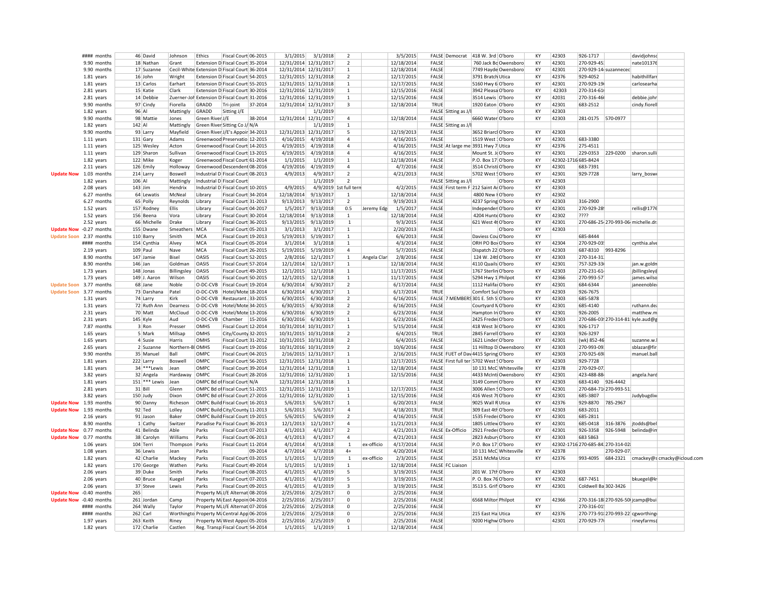|  |  |  |  |  |  |  |  |  |  |  |  |  |  |  |  |  |  |  |  |  |  |  |
|---|---|---|---|---|---|---|---|---|---|---|---|---|---|---|---|---|---|---|---|---|---|---|
|  | #### months | 46 | David | Johnson | Ethics | Fiscal Court | 06-2015 | 3/1/2015 | 3/1/2018 | 2 |  | 3/5/2015 | FALSE | Democrat | 418 W. 3rd | O'boro | KY | 42303 | 926-1717 |  | davidjohnsc |  |
|  | 9.90 months | 18 | Nathan | Grant | Extension D | Fiscal Court | 35-2014 | 12/31/2014 | 12/31/2017 | 2 |  | 12/18/2014 | FALSE |  | 760 Jack Bc | Owensboro | KY | 42301 | 270-929-45 |  | nate101376 |  |
|  | 9.90 months | 17 | Suzanne | Cecil-White | Extension D | Fiscal Court | 36-2014 | 12/31/2014 | 12/31/2017 | 1 |  | 12/18/2014 | FALSE |  | 7749 Hayde | Owensboro | KY | 42301 | 270-929-14 | suzannecec |  |  |
|  | 1.81 years | 16 | John | Wright | Extension D | Fiscal Court | 54-2015 | 12/31/2015 | 12/31/2018 | 2 |  | 12/17/2015 | FALSE |  | 3791 Bratch | Utica | KY | 42376 | 929-4052 |  | habithillfarr |  |
|  | 1.81 years | 13 | Carlos | Earhart | Extension D | Fiscal Court | 55-2015 | 12/31/2015 | 12/31/2018 | 1 |  | 12/17/2015 | FALSE |  | 5160 Hwy 6 | O'boro | KY | 42301 | 270-929-19 |  | carlosearha |  |
|  | 2.81 years | 15 | Katie | Clark | Extension D | Fiscal Court | 30-2016 | 12/31/2016 | 12/31/2019 | 1 |  | 12/15/2016 | FALSE |  | 3942 Pleasa | O'boro | KY | 42303 | 270-314-61 |  |  |  |
|  | 2.81 years | 14 | Debbie | Zuerner-Joh | Extension D | Fiscal Court | 31-2016 | 12/31/2016 | 12/31/2019 | 1 |  | 12/15/2016 | FALSE |  | 3514 Lewis | O'boro | KY | 42031 | 270-316-46 |  | debbie.johr |  |
|  | 9.90 months | 97 | Cindy | Fiorella | GRADD | Tri-joint | 37-2014 | 12/31/2014 | 12/31/2017 | 3 |  | 12/18/2014 | TRUE |  | 1920 Eaton | O'boro | KY | 42301 | 683-2512 |  | cindy.fiorell |  |
|  | 1.82 years | 96 | Al | Mattingly | GRADD | Sitting J/E |  |  | 1/1/2019 |  |  |  | FALSE | Sitting as J/I |  | O'boro | KY | 42303 |  |  |  |  |
|  | 9.90 months | 98 | Mattie | Jones | Green River | J/E | 38-2014 | 12/31/2014 | 12/31/2017 | 4 |  | 12/18/2014 | FALSE |  | 6660 Water | O'boro | KY | 42303 | 281-0175 | 570-0977 |  |  |
|  | 1.82 years | 142 | Al | Mattingly | Green River | Sitting Co J/ | N/A |  | 1/1/2019 | 1 |  |  | FALSE | Sitting as J/I |  |  |  |  |  |  |  |  |
|  | 9.90 months | 93 | Larry | Mayfield | Green River | J/E's Appoir | 34-2013 | 12/31/2013 | 12/31/2017 | 5 |  | 12/19/2013 | FALSE |  | 3652 Briarcl | O'boro | KY | 42303 |  |  |  |  |
|  | 1.11 years | 131 | Gary | Adams | Greenwood | Preservatio | 12-2015 | 4/16/2015 | 4/19/2018 | 4 |  | 4/16/2015 | FALSE |  | 1519 West | O'boro | KY | 42301 | 683-3380 |  |  |  |
|  | 1.11 years | 125 | Wesley | Acton | Greenwood | Fiscal Court | 14-2015 | 4/19/2015 | 4/19/2018 | 4 |  | 4/16/2015 | FALSE | At large me | 3931 Hwy 7 | Utica | KY | 42376 | 275-4511 |  |  |  |
|  | 1.11 years | 129 | Sharon | Sullivan | Greenwood | Fiscal Court | 13-2015 | 4/19/2015 | 4/19/2018 | 4 |  | 4/16/2015 | FALSE |  | Mount St. Jc | O'boro | KY | 42301 | 229-0353 | 229-0200 | sharon.sulli |  |
|  | 1.82 years | 122 | Mike | Koger | Greenwood | Fiscal Court | 61-2014 | 1/1/2015 | 1/1/2019 | 1 |  | 12/18/2014 | FALSE |  | P.O. Box 17 | O'boro | KY | 42302-1716 | 685-8424 |  |  |  |
|  | 2.11 years | 126 | Emily | Holloway | Greenwood | Descendent | 08-2016 | 4/19/2016 | 4/19/2019 | 4 |  | 4/7/2016 | FALSE |  | 3514 Christi | O'boro | KY | 42301 | 683-7391 |  |  |  |
| **Update Now** | 1.03 months | 214 | Larry | Boswell | Industrial D | Fiscal Court | 08-2013 | 4/9/2013 | 4/9/2017 | 2 |  | 4/21/2013 | FALSE |  | 5702 West | O'boro | KY | 42301 | 929-7728 |  | larry_boswe |  |
|  | 1.82 years | 106 | Al | Mattingly | Industrial D | Fiscal Court |  |  | 1/1/2019 | 2 |  |  | FALSE | Sitting as J/I |  | O'boro | KY | 42303 |  |  |  |  |
|  | 2.08 years | 143 | Jim | Hendrix | Industrial D | Fiscal Court | 10-2015 | 4/9/2015 | 4/9/2019 | 1st full tern |  | 4/2/2015 | FALSE | First term F | 212 Saint Ar | O'boro | KY | 42303 |  |  |  |  |
|  | 6.27 months | 64 | Lewatis | McNeal | Library | Fiscal Court | 34-2014 | 12/18/2014 | 9/13/2017 | 1 |  | 12/18/2014 | FALSE |  | 4800 New I | O'boro | KY | 42302 |  |  |  |  |
|  | 6.27 months | 65 | Polly | Reynolds | Library | Fiscal Court | 31-2013 | 9/13/2013 | 9/13/2017 | 2 |  | 9/19/2013 | FALSE |  | 4237 Spring | O'boro | KY | 42303 | 316-2900 |  |  |  |
|  | 1.52 years | 157 | Rodney | Ellis | Library | Fiscal Court | 04-2017 | 1/5/2017 | 9/13/2018 | 0.5 | Jeremy Edg | 1/5/2017 | FALSE |  | Independen | O'boro | KY | 42301 | 270-929-28 |  | rellis@1776 |  |
|  | 1.52 years | 156 | Beena | Vora | Library | Fiscal Court | 30-2014 | 12/18/2014 | 9/13/2018 | 1 |  | 12/18/2014 | FALSE |  | 4204 Hunte | O'boro | KY | 42302 | ???? |  |  |  |
|  | 2.52 years | 66 | Michelle | Drake | Library | Fiscal Court | 36-2015 | 9/13/2015 | 9/13/2019 | 1 |  | 9/3/2015 | FALSE |  | 621 West 4t | O'boro | KY | 42301 | 270-686-25 | 270-993-06 | michelle.dr |  |
| **Update Now** | -0.27 months | 155 | Dwane | Smeathers | MCA | Fiscal Court | 05-2013 | 3/1/2013 | 3/1/2017 | 1 |  | 2/20/2013 | FALSE |  |  | O'boro | KY | 42303 |  |  |  |  |
| **Update Soon** | 2.37 months | 110 | Barry | Smith | MCA | Fiscal Court | 19-2013 | 5/19/2013 | 5/19/2017 | 1 |  | 6/6/2013 | FALSE |  | Daviess Cou | O'boro | KY |  | 685-8444 |  |  |  |
|  | #### months | 154 | Cynthia | Alvey | MCA | Fiscal Court | 05-2014 | 3/1/2014 | 3/1/2018 | 1 |  | 4/3/2014 | FALSE |  | ORH PO Box | O'boro | KY | 42304 | 270-929-03 |  | cynthia.alve |  |
|  | 2.19 years | 109 | Paul | Nave | MCA | Fiscal Court | 26-2015 | 5/19/2015 | 5/19/2019 | 4 |  | 5/7/2015 | FALSE |  | Dispatch 22 | O'boro | KY | 42303 | 687-8310 | 993-8296 |  |  |
|  | 8.90 months | 147 | Jamie | Bisel | OASIS | Fiscal Court | 52-2015 | 2/8/2016 | 12/1/2017 | 1 | Angela Clar | 2/8/2016 | FALSE |  | 124 W. 24tl | O'boro | KY | 42303 | 270-314-31 |  |  |  |
|  | 8.90 months | 146 | Jan | Goldman | OASIS | Fiscal Court | 57-2014 | 12/1/2014 | 12/1/2017 | 1 |  | 12/18/2014 | FALSE |  | 4110 Quails | O'boro | KY | 42301 | 757-329-33 |  | jan.w.goldn |  |
|  | 1.73 years | 148 | Jonas | Billingsley | OASIS | Fiscal Court | 49-2015 | 12/1/2015 | 12/1/2018 | 1 |  | 11/17/2015 | FALSE |  | 1767 Sterlin | O'boro | KY | 42303 | 270-231-61 |  | jbillingsley@ |  |
|  | 1.73 years | 149 | J. Aaron | Wilson | OASIS | Fiscal Court | 50-2015 | 12/1/2015 | 12/1/2018 | 1 |  | 11/17/2015 | FALSE |  | 5294 Hwy 1 | Philpot | KY | 42366 | 270-993-57 |  | james.wilso |  |
| **Update Soon** | 3.77 months | 68 | Jane | Noble | O-DC-CVB | Fiscal Court | 19-2014 | 6/30/2014 | 6/30/2017 | 2 |  | 6/17/2014 | FALSE |  | 1112 Halifa | O'boro | KY | 42301 | 684-6344 |  | janeenoble |  |
| **Update Soon** | 3.77 months | 73 | Darshana | Patel | O-DC-CVB | Hotel/Mote | 18-2014 | 6/30/2014 | 6/30/2017 | 1 |  | 6/17/2014 | TRUE |  | Comfort Sui | O'boro | KY | 42303 | 926-7675 |  |  |  |
|  | 1.31 years | 74 | Larry | Kirk | O-DC-CVB | Restaurant | 33-2015 | 6/30/2015 | 6/30/2018 | 2 |  | 6/16/2015 | FALSE | 7 MEMBERS | 301 E. 5th S | O'boro | KY | 42303 | 685-5878 |  |  |  |
|  | 1.31 years | 72 | Ruth Ann | Dearness | O-DC-CVB | Hotel/Mote | 34-2015 | 6/30/2015 | 6/30/2018 | 2 |  | 6/16/2015 | FALSE |  | Courtyard N | O'boro | KY | 42301 | 685-4140 |  | ruthann.de |  |
|  | 2.31 years | 70 | Matt | McCloud | O-DC-CVB | Hotel/Mote | 13-2016 | 6/30/2016 | 6/30/2019 | 2 |  | 6/23/2016 | FALSE |  | Hampton In | O'boro | KY | 42301 | 926-2005 |  | matthew.m |  |
|  | 2.31 years | 145 | Kyle | Aud | O-DC-CVB | Chamber | 15-2016 | 6/30/2016 | 6/30/2019 | 1 |  | 6/23/2016 | FALSE |  | 2425 Freder | O'boro | KY | 42303 | 270-686-03 | 270-314-81 | kyle.aud@g |  |
|  | 7.87 months | 3 | Ron | Presser | OMHS | Fiscal Court | 12-2014 | 10/31/2014 | 10/31/2017 | 1 |  | 5/15/2014 | FALSE |  | 418 West 3r | O'boro | KY | 42301 | 926-1717 |  |  |  |
|  | 1.65 years | 5 | Mark | Millsap | OMHS | City/County | 32-2015 | 10/31/2015 | 10/31/2018 | 2 |  | 6/4/2015 | TRUE |  | 2845 Farrell | O'boro | KY | 42303 | 926-3297 |  |  |  |
|  | 1.65 years | 4 | Susie | Harris | OMHS | Fiscal Court | 31-2012 | 10/31/2015 | 10/31/2018 | 2 |  | 6/4/2015 | FALSE |  | 1621 Linder | O'boro | KY | 42301 | (wk) 852-46 |  | suzanne.w. |  |
|  | 2.65 years | 2 | Suzanne | Northern-B | OMHS | Fiscal Court | 19-2016 | 10/31/2016 | 10/31/2019 | 2 |  | 10/6/2016 | FALSE |  | 11 Hilltop D | Owensboro | KY | 42303 | 270-993-09 |  | sblazar@fir |  |
|  | 9.90 months | 35 | Manuel | Ball | OMPC | Fiscal Court | 04-2015 | 2/16/2015 | 12/31/2017 | 1 |  | 2/16/2015 | FALSE | FUET of Dav | 4415 Spring | O'boro | KY | 42303 | 270-925-69 |  | manuel.ball |  |
|  | 1.81 years | 222 | Larry | Boswell | OMPC | Fiscal Court | 56-2015 | 12/31/2015 | 12/31/2018 | 1 |  | 12/17/2015 | FALSE | First full ter | 5702 West | O'boro | KY | 42303 | 929-7728 |  |  |  |
|  | 1.81 years | 34 | ***Lewis | Jean | OMPC | Fiscal Court | 39-2014 | 12/31/2014 | 12/31/2018 | 1 |  | 12/18/2014 | FALSE |  | 10 131 McC | Whitesville | KY | 42378 | 270-929-07 |  |  |  |
|  | 3.82 years | 32 | Angela | Hardaway | OMPC | Fiscal Court | 28-2016 | 12/31/2016 | 12/31/2020 | 1 |  | 12/15/2016 | FALSE |  | 4433 McInti | Owensboro | KY | 42301 | 423-488-88 |  | angela.hard |  |
|  | 1.81 years | 151 | *** Lewis | Jean | OMPC Bd of | Fiscal Court | N/A | 12/31/2014 | 12/31/2018 | 1 |  |  | FALSE |  | 3149 Comm | O'boro | KY | 42303 | 683-4140 | 926-4442 |  |  |
|  | 2.81 years | 31 | Bill | Glenn | OMPC Bd of | Fiscal Court | 51-2015 | 12/31/2015 | 12/31/2019 | 1 |  | 12/17/2015 | FALSE |  | 3006 Allen | O'boro | KY | 42301 | 270-684-71 | 270-993-51 |  |  |
|  | 3.82 years | 150 | Judy | Dixon | OMPC Bd of | Fiscal Court | 27-2016 | 12/31/2016 | 12/31/2020 | 1 |  | 12/15/2016 | FALSE |  | 416 West 7t | O'boro | KY | 42301 | 685-3807 |  | Judybugdix |  |
| **Update Now** | 1.93 months | 90 | Danny | Richeson | OMPC Build | Fiscal Court | 16-2013 | 5/6/2013 | 5/6/2017 | 1 |  | 6/20/2013 | FALSE |  | 9025 Wall R | Utica | KY | 42376 | 929-8870 | 785-2967 |  |  |
| **Update Now** | 1.93 months | 92 | Ted | Lolley | OMPC Build | City/County | 11-2013 | 5/6/2013 | 5/6/2017 | 4 |  | 4/18/2013 | TRUE |  | 309 East 4th | O'boro | KY | 42303 | 683-2011 |  |  |  |
|  | 2.16 years | 91 | Jason | Baker | OMPC Build | Fiscal Court | 19-2015 | 5/6/2015 | 5/6/2019 | 2 |  | 4/16/2015 | FALSE |  | 1535 Freder | O'boro | KY | 42301 | 685-2811 |  |  |  |
|  | 8.90 months | 1 | Cathy | Switzer | Paradise Pa | Fiscal Court | 36-2013 | 12/1/2013 | 12/1/2017 | 4 |  | 11/21/2013 | FALSE |  | 1805 Littlew | O'boro | KY | 42301 | 685-0418 | 316-3876 | jtodds@bel |  |
| **Update Now** | 0.77 months | 41 | Belinda | Able | Parks | Fiscal Court | 07-2013 | 4/1/2013 | 4/1/2017 | 2 |  | 4/21/2013 | FALSE | Ex-Officio | 2921 Freder | O'boro | KY | 42301 | 926-3358 | 926-5948 | belinda@in |  |
| **Update Now** | 0.77 months | 38 | Carolyn | Williams | Parks | Fiscal Court | 06-2013 | 4/1/2013 | 4/1/2017 | 4 |  | 4/21/2013 | FALSE |  | 2823 Asbury | O'boro | KY | 42303 | 683 5863 |  |  |  |
|  | 1.06 years | 104 | Terri | Thompson | Parks | Fiscal Court | 11-2014 | 4/1/2014 | 4/1/2018 | 1 | ex-officio | 4/17/2014 | FALSE |  | P.O. Box 17 | O'boro | KY | 42302-1716 | 270-685-84 | 270-314-02 |  |  |
|  | 1.08 years | 36 | Lewis | Jean | Parks |  | 09-2014 | 4/7/2014 | 4/7/2018 | 4+ |  | 4/20/2014 | FALSE |  | 10 131 McC | Whitesville | KY | 42378 |  | 270-929-07 |  |  |
|  | 1.82 years | 42 | Charlie | Mackey | Parks | Fiscal Court | 03-2015 | 1/1/2015 | 1/1/2019 | 1 | ex-officio | 2/3/2015 | FALSE |  | 2531 McMa | Utica | KY | 42376 | 993-4095 | 684-2321 | cmackey@s | cmacky@icloud.com |
|  | 1.82 years | 170 | George | Wathen | Parks | Fiscal Court | 49-2014 | 1/1/2015 | 1/1/2019 | 1 |  | 12/18/2014 | FALSE | FC Liaison |  |  |  |  |  |  |  |  |
|  | 2.06 years | 39 | Duke | Smith | Parks | Fiscal Court | 08-2015 | 4/1/2015 | 4/1/2019 | 5 |  | 3/19/2015 | FALSE |  | 201 W. 17th | O'boro | KY | 42303 |  |  |  |  |
|  | 2.06 years | 40 | Bruce | Kuegel | Parks | Fiscal Court | 07-2015 | 4/1/2015 | 4/1/2019 | 5 |  | 3/19/2015 | FALSE |  | P. O. Box 76 | O'boro | KY | 42302 | 687-7451 |  | bkuegel@k |  |
|  | 2.06 years | 37 | Steve | Lewis | Parks | Fiscal Court | 09-2015 | 4/1/2015 | 4/1/2019 | 3 |  | 3/19/2015 | FALSE |  | 3513 S. Grif | O'boro | KY | 42301 | Coldwell Ba | 302-3426 |  |  |
| **Update Now** | -0.40 months | 265 |  |  | Property M | J/E Alternat | 08-2016 | 2/25/2016 | 2/25/2017 | 0 |  | 2/25/2016 | FALSE |  |  |  |  |  |  |  |  |  |
| **Update Now** | -0.40 months | 261 | Jordan | Camp | Property M | East Appoin | 04-2016 | 2/25/2016 | 2/25/2017 | 0 |  | 2/25/2016 | FALSE |  | 6568 Miltor | Philpot | KY | 42366 | 270-316-18 | 270-926-50 | jcamp@bui |  |
|  | #### months | 264 | Wally | Taylor | Property M | J/E Alternat | 07-2016 | 2/25/2016 | 2/25/2018 | 0 |  | 2/25/2016 | FALSE |  |  |  | KY |  | 270-316-01 |  |  |  |
|  | #### months | 262 | Carl | Worthingto | Property M | Central App | 06-2016 | 2/25/2016 | 2/25/2018 | 0 |  | 2/25/2016 | FALSE |  | 215 East Ha | Utica | KY | 42376 | 270-773-91 | 270-993-22 | cgworthing |  |
|  | 1.97 years | 263 | Keith | Riney | Property M | West Appoi | 05-2016 | 2/25/2016 | 2/25/2019 | 0 |  | 2/25/2016 | FALSE |  | 9200 Highw | O'boro |  | 42301 | 270-929-77 |  | rineyfarms |  |
|  | 1.82 years | 172 | Charlie | Castlen | Reg. Transp | Fiscal Court | 54-2014 | 1/1/2015 | 1/1/2019 | 1 |  | 12/18/2014 | FALSE |  |  |  |  |  |  |  |  |  |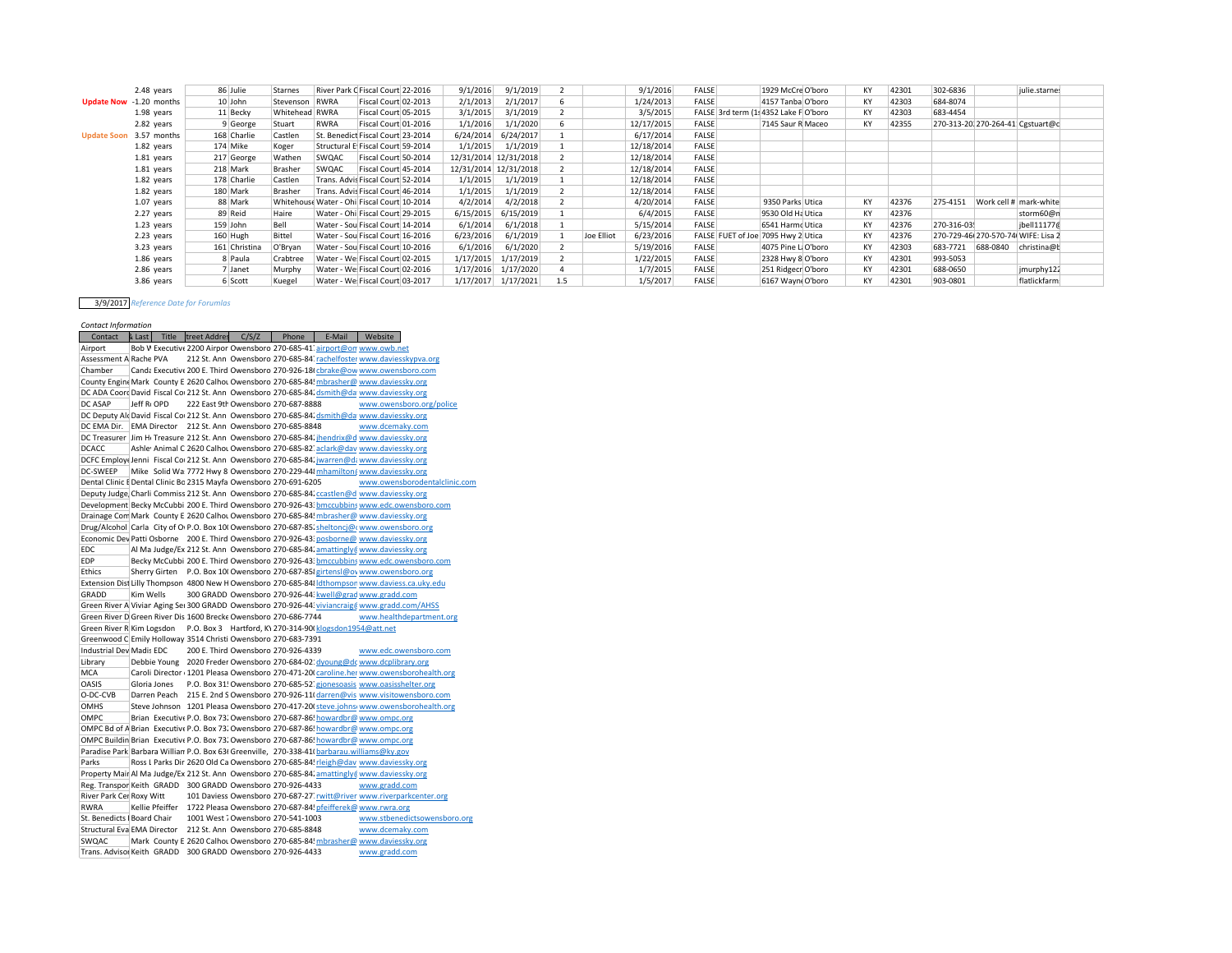| | | | | | | | | | | | | | | | | | | | | | |
|---|---|---|---|---|---|---|---|---|---|---|---|---|---|---|---|---|---|---|---|---|---|
| | 2.48 years | 86 | Julie | Starnes | River Park C | Fiscal Court | 22-2016 | 9/1/2016 | 9/1/2019 | 2 | | 9/1/2016 | FALSE | | 1929 McCre | O'boro | KY | 42301 | 302-6836 | | julie.starne: |
| **Update Now** | -1.20 months | 10 | John | Stevenson | RWRA | Fiscal Court | 02-2013 | 2/1/2013 | 2/1/2017 | 6 | | 1/24/2013 | FALSE | | 4157 Tanba | O'boro | KY | 42303 | 684-8074 | | |
| | 1.98 years | 11 | Becky | Whitehead | RWRA | Fiscal Court | 05-2015 | 3/1/2015 | 3/1/2019 | 2 | | 3/5/2015 | FALSE | 3rd term (1: | 4352 Lake F | O'boro | KY | 42303 | 683-4454 | | |
| | 2.82 years | 9 | George | Stuart | RWRA | Fiscal Court | 01-2016 | 1/1/2016 | 1/1/2020 | 6 | | 12/17/2015 | FALSE | | 7145 Saur R | Maceo | KY | 42355 | 270-313-20 | 270-264-41 | Cgstuart@c |
| **Update Soon** | 3.57 months | 168 | Charlie | Castlen | St. Benedict | Fiscal Court | 23-2014 | 6/24/2014 | 6/24/2017 | 1 | | 6/17/2014 | FALSE | | | | | | | | |
| | 1.82 years | 174 | Mike | Koger | Structural E | Fiscal Court | 59-2014 | 1/1/2015 | 1/1/2019 | 1 | | 12/18/2014 | FALSE | | | | | | | | |
| | 1.81 years | 217 | George | Wathen | SWQAC | Fiscal Court | 50-2014 | 12/31/2014 | 12/31/2018 | 2 | | 12/18/2014 | FALSE | | | | | | | | |
| | 1.81 years | 218 | Mark | Brasher | SWQAC | Fiscal Court | 45-2014 | 12/31/2014 | 12/31/2018 | 2 | | 12/18/2014 | FALSE | | | | | | | | |
| | 1.82 years | 178 | Charlie | Castlen | Trans. Advis | Fiscal Court | 52-2014 | 1/1/2015 | 1/1/2019 | 1 | | 12/18/2014 | FALSE | | | | | | | | |
| | 1.82 years | 180 | Mark | Brasher | Trans. Advis | Fiscal Court | 46-2014 | 1/1/2015 | 1/1/2019 | 2 | | 12/18/2014 | FALSE | | | | | | | | |
| | 1.07 years | 88 | Mark | Whitehouse | Water - Ohi | Fiscal Court | 10-2014 | 4/2/2014 | 4/2/2018 | 2 | | 4/20/2014 | FALSE | | 9350 Parks | Utica | KY | 42376 | 275-4151 | Work cell # | mark-white |
| | 2.27 years | 89 | Reid | Haire | Water - Ohi | Fiscal Court | 29-2015 | 6/15/2015 | 6/15/2019 | 1 | | 6/4/2015 | FALSE | | 9530 Old Ha | Utica | KY | 42376 | | | storm60@n |
| | 1.23 years | 159 | John | Bell | Water - Sou | Fiscal Court | 14-2014 | 6/1/2014 | 6/1/2018 | 1 | | 5/15/2014 | FALSE | | 6541 Harmo | Utica | KY | 42376 | 270-316-03 | | jbell11177@ |
| | 2.23 years | 160 | Hugh | Bittel | Water - Sou | Fiscal Court | 16-2016 | 6/23/2016 | 6/1/2019 | 1 | Joe Elliot | 6/23/2016 | FALSE | FUET of Joe | 7095 Hwy 2 | Utica | KY | 42376 | 270-729-46 | 270-570-74 | WIFE: Lisa 2 |
| | 3.23 years | 161 | Christina | O'Bryan | Water - Sou | Fiscal Court | 10-2016 | 6/1/2016 | 6/1/2020 | 2 | | 5/19/2016 | FALSE | | 4075 Pine L | O'boro | KY | 42303 | 683-7721 | 688-0840 | christina@b |
| | 1.86 years | 8 | Paula | Crabtree | Water - We | Fiscal Court | 02-2015 | 1/17/2015 | 1/17/2019 | 2 | | 1/22/2015 | FALSE | | 2328 Hwy 8 | O'boro | KY | 42301 | 993-5053 | | |
| | 2.86 years | 7 | Janet | Murphy | Water - We | Fiscal Court | 02-2016 | 1/17/2016 | 1/17/2020 | 4 | | 1/7/2015 | FALSE | | 251 Ridgecr | O'boro | KY | 42301 | 688-0650 | | jmurphy122 |
| | 3.86 years | 6 | Scott | Kuegel | Water - We | Fiscal Court | 03-2017 | 1/17/2017 | 1/17/2021 | 1.5 | | 1/5/2017 | FALSE | | 6167 Wayne | O'boro | KY | 42301 | 903-0801 | | flatlickfarm |

3/9/2017 *Reference Date for Forumlas*

*Contact Information*

| Contact | & Last | Title | treet Addres | C/S/Z | Phone | E-Mail | Website |
|---|---|---|---|---|---|---|---|
| Airport | Bob W | Executive | 2200 Airpor | Owensboro | 270-685-41 | airport@on | www.owb.net |
| Assessment A | Rache | PVA | 212 St. Ann | Owensboro | 270-685-84 | rachelfoster | www.daviesskypva.org |
| Chamber | Canda | Executive | 200 E. Third | Owensboro | 270-926-18 | cbrake@ow | www.owensboro.com |
| County Engine | Mark | County E | 2620 Calhou | Owensboro | 270-685-84 | mbrasher@ | www.daviessky.org |
| DC ADA Coord | David | Fiscal Co | 212 St. Ann | Owensboro | 270-685-84 | dsmith@da | www.daviessky.org |
| DC ASAP | Jeff Ri | OPD | 222 East 9th | Owensboro | 270-687-8888 | | www.owensboro.org/police |
| DC Deputy Ald | David | Fiscal Co | 212 St. Ann | Owensboro | 270-685-84 | dsmith@da | www.daviessky.org |
| DC EMA Dir. | | EMA Director | 212 St. Ann | Owensboro | 270-685-8848 | | www.dcemaky.com |
| DC Treasurer | Jim H | Treasure | 212 St. Ann | Owensboro | 270-685-84 | jhendrix@d | www.daviessky.org |
| DCACC | Ashle | Animal C | 2620 Calhou | Owensboro | 270-685-82 | aclark@dav | www.daviessky.org |
| DCFC Employe | Jenni | Fiscal Co | 212 St. Ann | Owensboro | 270-685-84 | jwarren@d | www.daviessky.org |
| DC-SWEEP | Mike | Solid Wa | 7772 Hwy 8 | Owensboro | 270-229-44 | mhamilton | www.daviessky.org |
| Dental Clinic E | Dental Clinic Bo | | 2315 Mayfa | Owensboro | 270-691-6205 | | www.owensborodentalclinic.com |
| Deputy Judge | Charli | Commiss | 212 St. Ann | Owensboro | 270-685-84 | ccastlen@d | www.daviessky.org |
| Development | Becky McCubbi | | 200 E. Third | Owensboro | 270-926-43 | bmccubbin | www.edc.owensboro.com |
| Drainage Com | Mark | County E | 2620 Calhou | Owensboro | 270-685-84 | mbrasher@ | www.daviessky.org |
| Drug/Alcohol | Carla | City of O | P.O. Box 10 | Owensboro | 270-687-85 | sheltoncj@ | www.owensboro.org |
| Economic Dev | Patti Osborne | | 200 E. Third | Owensboro | 270-926-43 | posborne@ | www.daviessky.org |
| EDC | Al Ma | Judge/Ex | 212 St. Ann | Owensboro | 270-685-84 | amattingly | www.daviessky.org |
| EDP | Becky McCubbi | | 200 E. Third | Owensboro | 270-926-43 | bmccubbin | www.edc.owensboro.com |
| Ethics | Sherry Girten | | P.O. Box 10 | Owensboro | 270-687-85 | girtensl@ov | www.owensboro.org |
| Extension Dist | Lilly Thompson | | 4800 New H | Owensboro | 270-685-84 | ldthompson | www.daviess.ca.uky.edu |
| GRADD | Kim Wells | | 300 GRADD | Owensboro | 270-926-44 | kwell@grad | www.gradd.com |
| Green River A | Viviar | Aging Se | 300 GRADD | Owensboro | 270-926-44 | viviancraig | www.gradd.com/AHSS |
| Green River D | Green River Dis | | 1600 Brecke | Owensboro | 270-686-7744 | | www.healthdepartment.org |
| Green River R | Kim Logsdon | | P.O. Box 3 | Hartford, K | 270-314-90 | klogsdon1954@att.net | |
| Greenwood C | Emily Holloway | | 3514 Christi | Owensboro | 270-683-7391 | | |
| Industrial Dev | Madis | EDC | 200 E. Third | Owensboro | 270-926-4339 | | www.edc.owensboro.com |
| Library | Debbie Young | | 2020 Freder | Owensboro | 270-684-02 | dyoung@dc | www.dcplibrary.org |
| MCA | Caroli | Director | 1201 Pleasa | Owensboro | 270-471-20 | caroline.he | www.owensborohealth.org |
| OASIS | Gloria Jones | | P.O. Box 31 | Owensboro | 270-685-52 | gjonesoasis | www.oasisshelter.org |
| O-DC-CVB | Darren Peach | | 215 E. 2nd S | Owensboro | 270-926-11 | darren@vis | www.visitowensboro.com |
| OMHS | Steve Johnson | | 1201 Pleasa | Owensboro | 270-417-20 | steve.johns | www.owensborohealth.org |
| OMPC | Brian | Executive | P.O. Box 73 | Owensboro | 270-687-86 | howardbr@ | www.ompc.org |
| OMPC Bd of A | Brian | Executive | P.O. Box 73 | Owensboro | 270-687-86 | howardbr@ | www.ompc.org |
| OMPC Buildin | Brian | Executive | P.O. Box 73 | Owensboro | 270-687-86 | howardbr@ | www.ompc.org |
| Paradise Park | Barbara Willian | | P.O. Box 63 | Greenville, | 270-338-41 | barbarau.williams@ky.gov | |
| Parks | Ross L | Parks Dir | 2620 Old Ca | Owensboro | 270-685-84 | rleigh@dav | www.daviessky.org |
| Property Mair | Al Ma | Judge/Ex | 212 St. Ann | Owensboro | 270-685-84 | amattingly | www.daviessky.org |
| Reg. Transpor | Keith | GRADD | 300 GRADD | Owensboro | 270-926-4433 | | www.gradd.com |
| River Park Cer | Roxy Witt | | 101 Daviess | Owensboro | 270-687-27 | rwitt@river | www.riverparkcenter.org |
| RWRA | Kellie Pfeiffer | | 1722 Pleasa | Owensboro | 270-687-84 | pfeifferek@ | www.rwra.org |
| St. Benedicts I | Board Chair | | 1001 West 7 | Owensboro | 270-541-1003 | | www.stbenedictsowensboro.org |
| Structural Eva | EMA Director | | 212 St. Ann | Owensboro | 270-685-8848 | | www.dcemaky.com |
| SWQAC | Mark | County E | 2620 Calhou | Owensboro | 270-685-84 | mbrasher@ | www.daviessky.org |
| Trans. Advisor | Keith | GRADD | 300 GRADD | Owensboro | 270-926-4433 | | www.gradd.com |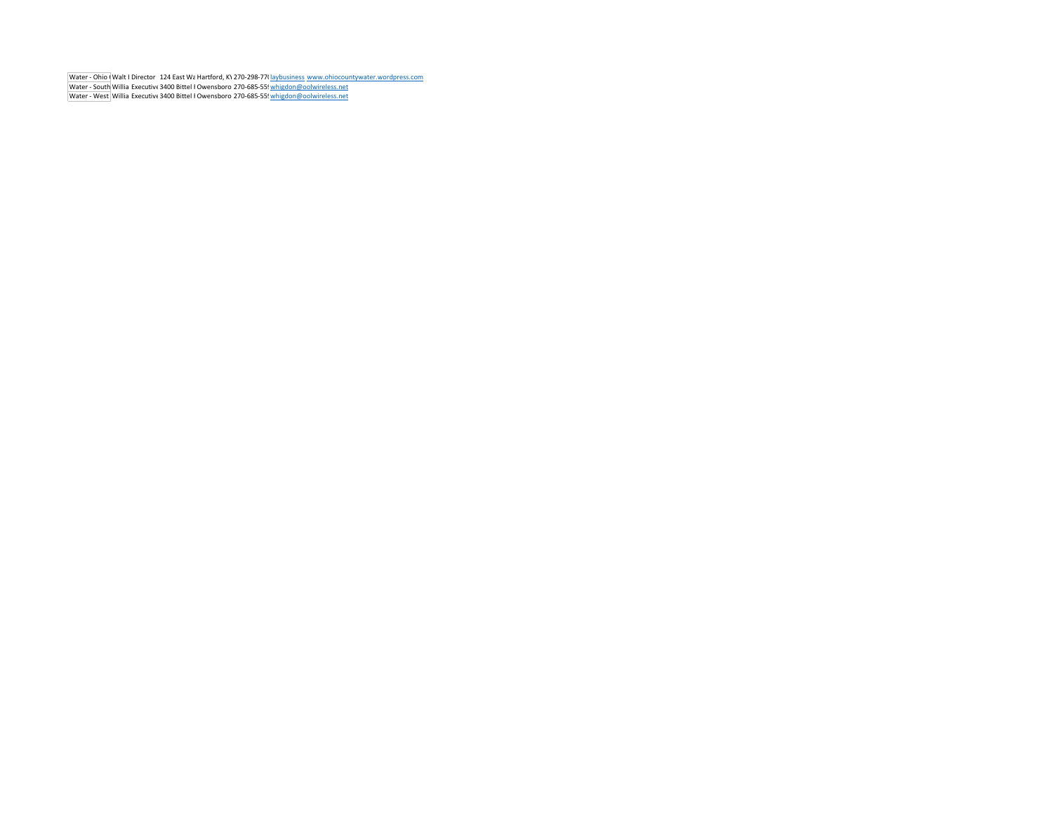| | | | | | | | |
|---|---|---|---|---|---|---|---|
| Water - Ohio ( | Walt I | Director | 124 East Wa | Hartford, K\ | 270-298-77( | laybusiness | www.ohiocountywater.wordpress.com |
| Water - South | Willia | Executive | 3400 Bittel I | Owensboro | 270-685-55! | whigdon@oolwireless.net | |
| Water - West | Willia | Executive | 3400 Bittel I | Owensboro | 270-685-55! | whigdon@oolwireless.net | |